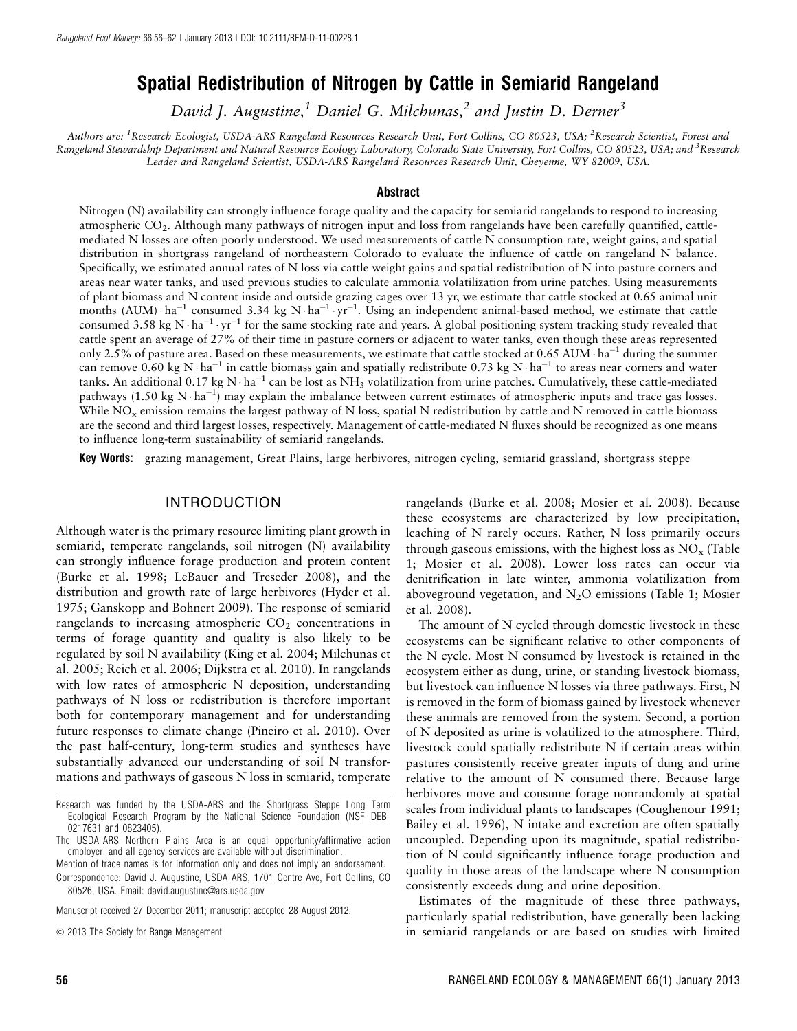# Spatial Redistribution of Nitrogen by Cattle in Semiarid Rangeland

*David J. Augustine,[1] Daniel G. Milchunas,[2] and Justin D. Derner[3]*

*Authors are: [1]Research Ecologist, USDA-ARS Rangeland Resources Research Unit, Fort Collins, CO 80523, USA; [2]Research Scientist, Forest and Rangeland Stewardship Department and Natural Resource Ecology Laboratory, Colorado State University, Fort Collins, CO 80523, USA; and [3]Research Leader and Rangeland Scientist, USDA-ARS Rangeland Resources Research Unit, Cheyenne, WY 82009, USA.*

## Abstract

Nitrogen (N) availability can strongly influence forage quality and the capacity for semiarid rangelands to respond to increasing atmospheric $CO_2$. Although many pathways of nitrogen input and loss from rangelands have been carefully quantified, cattle-mediated N losses are often poorly understood. We used measurements of cattle N consumption rate, weight gains, and spatial distribution in shortgrass rangeland of northeastern Colorado to evaluate the influence of cattle on rangeland N balance. Specifically, we estimated annual rates of N loss via cattle weight gains and spatial redistribution of N into pasture corners and areas near water tanks, and used previous studies to calculate ammonia volatilization from urine patches. Using measurements of plant biomass and N content inside and outside grazing cages over 13 yr, we estimate that cattle stocked at 0.65 animal unit months (AUM) $\cdot$ ha$^{-1}$ consumed 3.34 kg N $\cdot$ ha$^{-1}$ $\cdot$ yr$^{-1}$. Using an independent animal-based method, we estimate that cattle consumed 3.58 kg N $\cdot$ ha$^{-1}$ $\cdot$ yr$^{-1}$ for the same stocking rate and years. A global positioning system tracking study revealed that cattle spent an average of 27% of their time in pasture corners or adjacent to water tanks, even though these areas represented only 2.5% of pasture area. Based on these measurements, we estimate that cattle stocked at 0.65 AUM $\cdot$ ha$^{-1}$ during the summer can remove 0.60 kg N $\cdot$ ha$^{-1}$ in cattle biomass gain and spatially redistribute 0.73 kg N $\cdot$ ha$^{-1}$ to areas near corners and water tanks. An additional 0.17 kg N $\cdot$ ha$^{-1}$ can be lost as $NH_3$ volatilization from urine patches. Cumulatively, these cattle-mediated pathways (1.50 kg N $\cdot$ ha$^{-1}$) may explain the imbalance between current estimates of atmospheric inputs and trace gas losses. While $NO_x$ emission remains the largest pathway of N loss, spatial N redistribution by cattle and N removed in cattle biomass are the second and third largest losses, respectively. Management of cattle-mediated N fluxes should be recognized as one means to influence long-term sustainability of semiarid rangelands.

**Key Words:** grazing management, Great Plains, large herbivores, nitrogen cycling, semiarid grassland, shortgrass steppe

## INTRODUCTION

Although water is the primary resource limiting plant growth in semiarid, temperate rangelands, soil nitrogen (N) availability can strongly influence forage production and protein content (Burke et al. 1998; LeBauer and Treseder 2008), and the distribution and growth rate of large herbivores (Hyder et al. 1975; Ganskopp and Bohnert 2009). The response of semiarid rangelands to increasing atmospheric $CO_2$ concentrations in terms of forage quantity and quality is also likely to be regulated by soil N availability (King et al. 2004; Milchunas et al. 2005; Reich et al. 2006; Dijkstra et al. 2010). In rangelands with low rates of atmospheric N deposition, understanding pathways of N loss or redistribution is therefore important both for contemporary management and for understanding future responses to climate change (Pineiro et al. 2010). Over the past half-century, long-term studies and syntheses have substantially advanced our understanding of soil N transformations and pathways of gaseous N loss in semiarid, temperate rangelands (Burke et al. 2008; Mosier et al. 2008). Because these ecosystems are characterized by low precipitation, leaching of N rarely occurs. Rather, N loss primarily occurs through gaseous emissions, with the highest loss as $NO_x$ (Table 1; Mosier et al. 2008). Lower loss rates can occur via denitrification in late winter, ammonia volatilization from aboveground vegetation, and $N_2O$ emissions (Table 1; Mosier et al. 2008).

The amount of N cycled through domestic livestock in these ecosystems can be significant relative to other components of the N cycle. Most N consumed by livestock is retained in the ecosystem either as dung, urine, or standing livestock biomass, but livestock can influence N losses via three pathways. First, N is removed in the form of biomass gained by livestock whenever these animals are removed from the system. Second, a portion of N deposited as urine is volatilized to the atmosphere. Third, livestock could spatially redistribute N if certain areas within pastures consistently receive greater inputs of dung and urine relative to the amount of N consumed there. Because large herbivores move and consume forage nonrandomly at spatial scales from individual plants to landscapes (Coughenour 1991; Bailey et al. 1996), N intake and excretion are often spatially uncoupled. Depending upon its magnitude, spatial redistribution of N could significantly influence forage production and quality in those areas of the landscape where N consumption consistently exceeds dung and urine deposition.

Estimates of the magnitude of these three pathways, particularly spatial redistribution, have generally been lacking in semiarid rangelands or are based on studies with limited

Research was funded by the USDA-ARS and the Shortgrass Steppe Long Term Ecological Research Program by the National Science Foundation (NSF DEB-0217631 and 0823405).

The USDA-ARS Northern Plains Area is an equal opportunity/affirmative action employer, and all agency services are available without discrimination.

Mention of trade names is for information only and does not imply an endorsement.

Correspondence: David J. Augustine, USDA-ARS, 1701 Centre Ave, Fort Collins, CO 80526, USA. Email: david.augustine@ars.usda.gov

Manuscript received 27 December 2011; manuscript accepted 28 August 2012.

© 2013 The Society for Range Management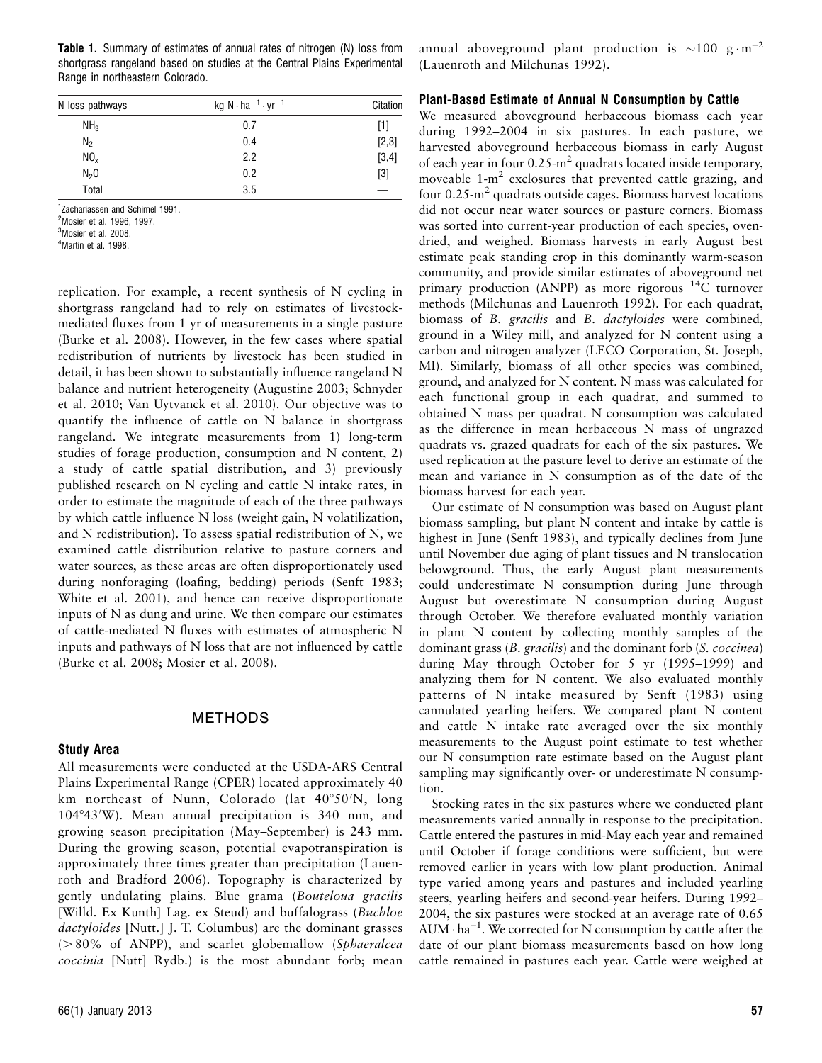**Table 1.** Summary of estimates of annual rates of nitrogen (N) loss from shortgrass rangeland based on studies at the Central Plains Experimental Range in northeastern Colorado.

| N loss pathways | $kg \ N \cdot ha^{-1} \cdot yr^{-1}$ | Citation |
|---|---|---|
| $NH_3$ | 0.7 | [1] |
| $N_2$ | 0.4 | [2,3] |
| $NO_x$ | 2.2 | [3,4] |
| $N_2O$ | 0.2 | [3] |
| Total | 3.5 | — |

[1]Zachariassen and Schimel 1991.
[2]Mosier et al. 1996, 1997.
[3]Mosier et al. 2008.
[4]Martin et al. 1998.

replication. For example, a recent synthesis of N cycling in shortgrass rangeland had to rely on estimates of livestock-mediated fluxes from 1 yr of measurements in a single pasture (Burke et al. 2008). However, in the few cases where spatial redistribution of nutrients by livestock has been studied in detail, it has been shown to substantially influence rangeland N balance and nutrient heterogeneity (Augustine 2003; Schnyder et al. 2010; Van Uytvanck et al. 2010). Our objective was to quantify the influence of cattle on N balance in shortgrass rangeland. We integrate measurements from 1) long-term studies of forage production, consumption and N content, 2) a study of cattle spatial distribution, and 3) previously published research on N cycling and cattle N intake rates, in order to estimate the magnitude of each of the three pathways by which cattle influence N loss (weight gain, N volatilization, and N redistribution). To assess spatial redistribution of N, we examined cattle distribution relative to pasture corners and water sources, as these areas are often disproportionately used during nonforaging (loafing, bedding) periods (Senft 1983; White et al. 2001), and hence can receive disproportionate inputs of N as dung and urine. We then compare our estimates of cattle-mediated N fluxes with estimates of atmospheric N inputs and pathways of N loss that are not influenced by cattle (Burke et al. 2008; Mosier et al. 2008).

## METHODS

### Study Area

All measurements were conducted at the USDA-ARS Central Plains Experimental Range (CPER) located approximately 40 km northeast of Nunn, Colorado (lat 40°50′N, long 104°43′W). Mean annual precipitation is 340 mm, and growing season precipitation (May–September) is 243 mm. During the growing season, potential evapotranspiration is approximately three times greater than precipitation (Lauenroth and Bradford 2006). Topography is characterized by gently undulating plains. Blue grama (*Bouteloua gracilis* [Willd. Ex Kunth] Lag. ex Steud) and buffalograss (*Buchloe dactyloides* [Nutt.] J. T. Columbus) are the dominant grasses (> 80% of ANPP), and scarlet globemallow (*Sphaeralcea coccinia* [Nutt] Rydb.) is the most abundant forb; mean annual aboveground plant production is ~100 $g \cdot m^{-2}$ (Lauenroth and Milchunas 1992).

### Plant-Based Estimate of Annual N Consumption by Cattle

We measured aboveground herbaceous biomass each year during 1992–2004 in six pastures. In each pasture, we harvested aboveground herbaceous biomass in early August of each year in four 0.25-$m^2$ quadrats located inside temporary, moveable 1-$m^2$ exclosures that prevented cattle grazing, and four 0.25-$m^2$ quadrats outside cages. Biomass harvest locations did not occur near water sources or pasture corners. Biomass was sorted into current-year production of each species, oven-dried, and weighed. Biomass harvests in early August best estimate peak standing crop in this dominantly warm-season community, and provide similar estimates of aboveground net primary production (ANPP) as more rigorous $^{14}C$ turnover methods (Milchunas and Lauenroth 1992). For each quadrat, biomass of *B. gracilis* and *B. dactyloides* were combined, ground in a Wiley mill, and analyzed for N content using a carbon and nitrogen analyzer (LECO Corporation, St. Joseph, MI). Similarly, biomass of all other species was combined, ground, and analyzed for N content. N mass was calculated for each functional group in each quadrat, and summed to obtained N mass per quadrat. N consumption was calculated as the difference in mean herbaceous N mass of ungrazed quadrats vs. grazed quadrats for each of the six pastures. We used replication at the pasture level to derive an estimate of the mean and variance in N consumption as of the date of the biomass harvest for each year.

Our estimate of N consumption was based on August plant biomass sampling, but plant N content and intake by cattle is highest in June (Senft 1983), and typically declines from June until November due aging of plant tissues and N translocation belowground. Thus, the early August plant measurements could underestimate N consumption during June through August but overestimate N consumption during August through October. We therefore evaluated monthly variation in plant N content by collecting monthly samples of the dominant grass (*B. gracilis*) and the dominant forb (*S. coccinea*) during May through October for 5 yr (1995–1999) and analyzing them for N content. We also evaluated monthly patterns of N intake measured by Senft (1983) using cannulated yearling heifers. We compared plant N content and cattle N intake rate averaged over the six monthly measurements to the August point estimate to test whether our N consumption rate estimate based on the August plant sampling may significantly over- or underestimate N consumption.

Stocking rates in the six pastures where we conducted plant measurements varied annually in response to the precipitation. Cattle entered the pastures in mid-May each year and remained until October if forage conditions were sufficient, but were removed earlier in years with low plant production. Animal type varied among years and pastures and included yearling steers, yearling heifers and second-year heifers. During 1992–2004, the six pastures were stocked at an average rate of 0.65 $AUM \cdot ha^{-1}$. We corrected for N consumption by cattle after the date of our plant biomass measurements based on how long cattle remained in pastures each year. Cattle were weighed at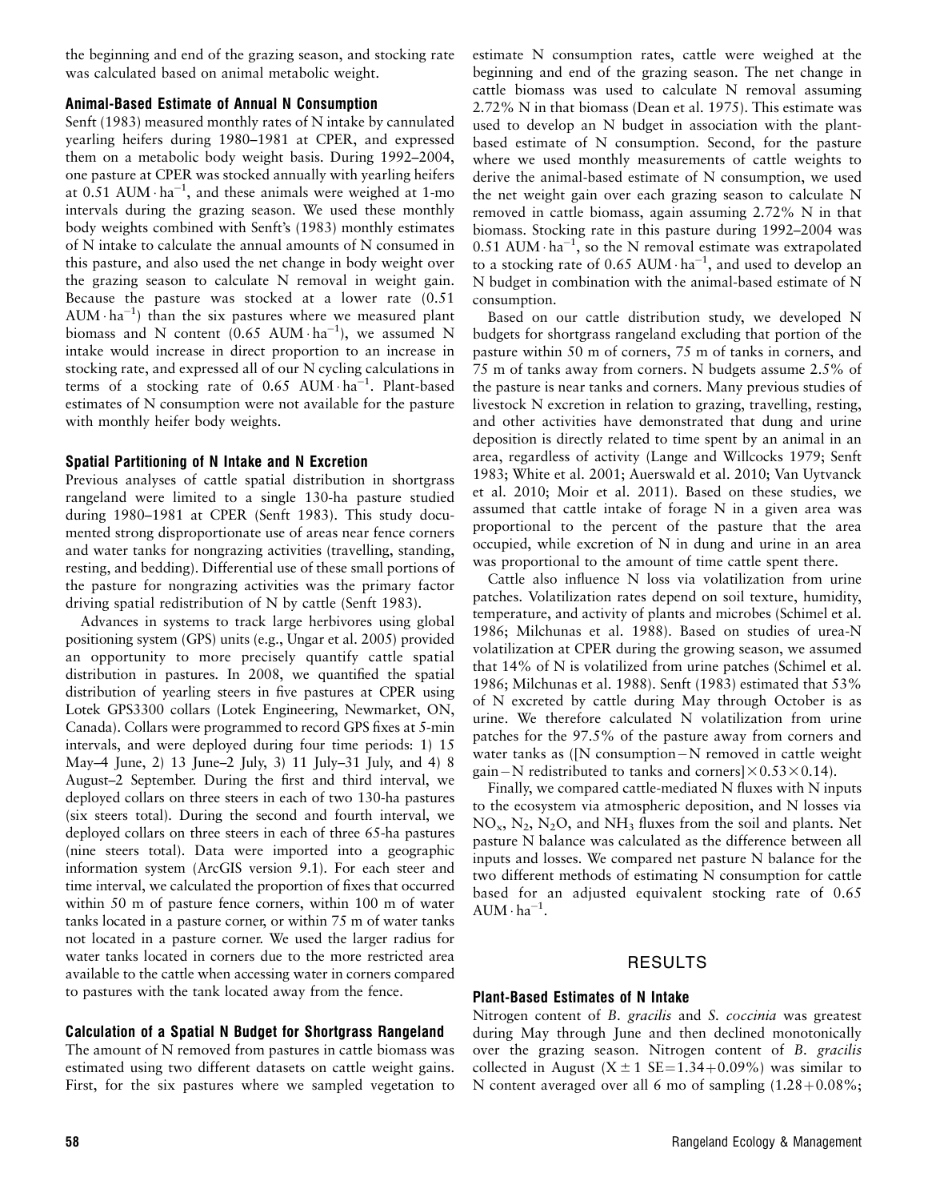the beginning and end of the grazing season, and stocking rate was calculated based on animal metabolic weight.

### Animal-Based Estimate of Annual N Consumption

Senft (1983) measured monthly rates of N intake by cannulated yearling heifers during 1980–1981 at CPER, and expressed them on a metabolic body weight basis. During 1992–2004, one pasture at CPER was stocked annually with yearling heifers at 0.51 $AUM \cdot ha^{-1}$, and these animals were weighed at 1-mo intervals during the grazing season. We used these monthly body weights combined with Senft's (1983) monthly estimates of N intake to calculate the annual amounts of N consumed in this pasture, and also used the net change in body weight over the grazing season to calculate N removal in weight gain. Because the pasture was stocked at a lower rate (0.51 $AUM \cdot ha^{-1}$) than the six pastures where we measured plant biomass and N content (0.65 $AUM \cdot ha^{-1}$), we assumed N intake would increase in direct proportion to an increase in stocking rate, and expressed all of our N cycling calculations in terms of a stocking rate of 0.65 $AUM \cdot ha^{-1}$. Plant-based estimates of N consumption were not available for the pasture with monthly heifer body weights.

### Spatial Partitioning of N Intake and N Excretion

Previous analyses of cattle spatial distribution in shortgrass rangeland were limited to a single 130-ha pasture studied during 1980–1981 at CPER (Senft 1983). This study documented strong disproportionate use of areas near fence corners and water tanks for nongrazing activities (travelling, standing, resting, and bedding). Differential use of these small portions of the pasture for nongrazing activities was the primary factor driving spatial redistribution of N by cattle (Senft 1983).

Advances in systems to track large herbivores using global positioning system (GPS) units (e.g., Ungar et al. 2005) provided an opportunity to more precisely quantify cattle spatial distribution in pastures. In 2008, we quantified the spatial distribution of yearling steers in five pastures at CPER using Lotek GPS3300 collars (Lotek Engineering, Newmarket, ON, Canada). Collars were programmed to record GPS fixes at 5-min intervals, and were deployed during four time periods: 1) 15 May–4 June, 2) 13 June–2 July, 3) 11 July–31 July, and 4) 8 August–2 September. During the first and third interval, we deployed collars on three steers in each of two 130-ha pastures (six steers total). During the second and fourth interval, we deployed collars on three steers in each of three 65-ha pastures (nine steers total). Data were imported into a geographic information system (ArcGIS version 9.1). For each steer and time interval, we calculated the proportion of fixes that occurred within 50 m of pasture fence corners, within 100 m of water tanks located in a pasture corner, or within 75 m of water tanks not located in a pasture corner. We used the larger radius for water tanks located in corners due to the more restricted area available to the cattle when accessing water in corners compared to pastures with the tank located away from the fence.

### Calculation of a Spatial N Budget for Shortgrass Rangeland

The amount of N removed from pastures in cattle biomass was estimated using two different datasets on cattle weight gains. First, for the six pastures where we sampled vegetation to estimate N consumption rates, cattle were weighed at the beginning and end of the grazing season. The net change in cattle biomass was used to calculate N removal assuming 2.72% N in that biomass (Dean et al. 1975). This estimate was used to develop an N budget in association with the plant-based estimate of N consumption. Second, for the pasture where we used monthly measurements of cattle weights to derive the animal-based estimate of N consumption, we used the net weight gain over each grazing season to calculate N removed in cattle biomass, again assuming 2.72% N in that biomass. Stocking rate in this pasture during 1992–2004 was 0.51 $AUM \cdot ha^{-1}$, so the N removal estimate was extrapolated to a stocking rate of 0.65 $AUM \cdot ha^{-1}$, and used to develop an N budget in combination with the animal-based estimate of N consumption.

Based on our cattle distribution study, we developed N budgets for shortgrass rangeland excluding that portion of the pasture within 50 m of corners, 75 m of tanks in corners, and 75 m of tanks away from corners. N budgets assume 2.5% of the pasture is near tanks and corners. Many previous studies of livestock N excretion in relation to grazing, travelling, resting, and other activities have demonstrated that dung and urine deposition is directly related to time spent by an animal in an area, regardless of activity (Lange and Willcocks 1979; Senft 1983; White et al. 2001; Auerswald et al. 2010; Van Uytvanck et al. 2010; Moir et al. 2011). Based on these studies, we assumed that cattle intake of forage N in a given area was proportional to the percent of the pasture that the area occupied, while excretion of N in dung and urine in an area was proportional to the amount of time cattle spent there.

Cattle also influence N loss via volatilization from urine patches. Volatilization rates depend on soil texture, humidity, temperature, and activity of plants and microbes (Schimel et al. 1986; Milchunas et al. 1988). Based on studies of urea-N volatilization at CPER during the growing season, we assumed that 14% of N is volatilized from urine patches (Schimel et al. 1986; Milchunas et al. 1988). Senft (1983) estimated that 53% of N excreted by cattle during May through October is as urine. We therefore calculated N volatilization from urine patches for the 97.5% of the pasture away from corners and water tanks as ([N consumption − N removed in cattle weight gain − N redistributed to tanks and corners] $\times 0.53 \times 0.14$).

Finally, we compared cattle-mediated N fluxes with N inputs to the ecosystem via atmospheric deposition, and N losses via $NO_x$, $N_2$, $N_2O$, and $NH_3$ fluxes from the soil and plants. Net pasture N balance was calculated as the difference between all inputs and losses. We compared net pasture N balance for the two different methods of estimating N consumption for cattle based for an adjusted equivalent stocking rate of 0.65 $AUM \cdot ha^{-1}$.

## RESULTS

### Plant-Based Estimates of N Intake

Nitrogen content of *B. gracilis* and *S. coccinia* was greatest during May through June and then declined monotonically over the grazing season. Nitrogen content of *B. gracilis* collected in August ($\bar{X} \pm 1$ SE $= 1.34 + 0.09\%$) was similar to N content averaged over all 6 mo of sampling ($1.28 + 0.08\%$;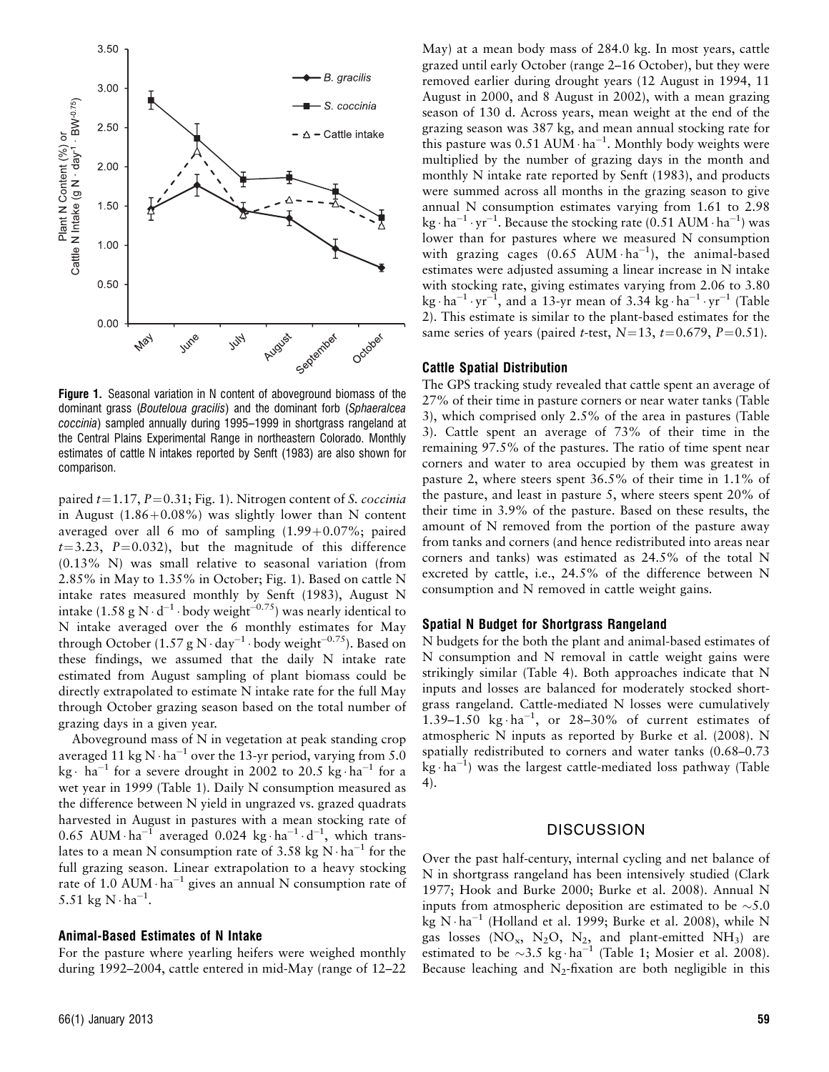3.50

3.00

2.50

2.00

1.50

1.00

0.50

0.00

Plant N Content (%) or Cattle N Intake (g N · day$^{-1}$ · BW$^{-0.75}$)

May June July August September October

*B. gracilis*

*S. coccinia*

Cattle intake

**Figure 1.** Seasonal variation in N content of aboveground biomass of the dominant grass (*Bouteloua gracilis*) and the dominant forb (*Sphaeralcea coccinia*) sampled annually during 1995–1999 in shortgrass rangeland at the Central Plains Experimental Range in northeastern Colorado. Monthly estimates of cattle N intakes reported by Senft (1983) are also shown for comparison.

paired $t=1.17$, $P=0.31$; Fig. 1). Nitrogen content of *S. coccinia* in August ($1.86+0.08\%$) was slightly lower than N content averaged over all 6 mo of sampling ($1.99+0.07\%$; paired $t=3.23$, $P=0.032$), but the magnitude of this difference (0.13% N) was small relative to seasonal variation (from 2.85% in May to 1.35% in October; Fig. 1). Based on cattle N intake rates measured monthly by Senft (1983), August N intake (1.58 g $N \cdot d^{-1} \cdot$ body weight$^{-0.75}$) was nearly identical to N intake averaged over the 6 monthly estimates for May through October (1.57 g $N \cdot day^{-1} \cdot$ body weight$^{-0.75}$). Based on these findings, we assumed that the daily N intake rate estimated from August sampling of plant biomass could be directly extrapolated to estimate N intake rate for the full May through October grazing season based on the total number of grazing days in a given year.

Aboveground mass of N in vegetation at peak standing crop averaged 11 kg $N \cdot ha^{-1}$ over the 13-yr period, varying from 5.0 kg $\cdot$ $ha^{-1}$ for a severe drought in 2002 to 20.5 kg $\cdot ha^{-1}$ for a wet year in 1999 (Table 1). Daily N consumption measured as the difference between N yield in ungrazed vs. grazed quadrats harvested in August in pastures with a mean stocking rate of 0.65 $AUM \cdot ha^{-1}$ averaged 0.024 kg $\cdot ha^{-1} \cdot d^{-1}$, which translates to a mean N consumption rate of 3.58 kg $N \cdot ha^{-1}$ for the full grazing season. Linear extrapolation to a heavy stocking rate of 1.0 $AUM \cdot ha^{-1}$ gives an annual N consumption rate of 5.51 kg $N \cdot ha^{-1}$.

### Animal-Based Estimates of N Intake

For the pasture where yearling heifers were weighed monthly during 1992–2004, cattle entered in mid-May (range of 12–22 May) at a mean body mass of 284.0 kg. In most years, cattle grazed until early October (range 2–16 October), but they were removed earlier during drought years (12 August in 1994, 11 August in 2000, and 8 August in 2002), with a mean grazing season of 130 d. Across years, mean weight at the end of the grazing season was 387 kg, and mean annual stocking rate for this pasture was 0.51 $AUM \cdot ha^{-1}$. Monthly body weights were multiplied by the number of grazing days in the month and monthly N intake rate reported by Senft (1983), and products were summed across all months in the grazing season to give annual N consumption estimates varying from 1.61 to 2.98 kg $\cdot ha^{-1} \cdot yr^{-1}$. Because the stocking rate (0.51 $AUM \cdot ha^{-1}$) was lower than for pastures where we measured N consumption with grazing cages (0.65 $AUM \cdot ha^{-1}$), the animal-based estimates were adjusted assuming a linear increase in N intake with stocking rate, giving estimates varying from 2.06 to 3.80 kg $\cdot ha^{-1} \cdot yr^{-1}$, and a 13-yr mean of 3.34 kg $\cdot ha^{-1} \cdot yr^{-1}$ (Table 2). This estimate is similar to the plant-based estimates for the same series of years (paired $t$-test, $N=13$, $t=0.679$, $P=0.51$).

### Cattle Spatial Distribution

The GPS tracking study revealed that cattle spent an average of 27% of their time in pasture corners or near water tanks (Table 3), which comprised only 2.5% of the area in pastures (Table 3). Cattle spent an average of 73% of their time in the remaining 97.5% of the pastures. The ratio of time spent near corners and water to area occupied by them was greatest in pasture 2, where steers spent 36.5% of their time in 1.1% of the pasture, and least in pasture 5, where steers spent 20% of their time in 3.9% of the pasture. Based on these results, the amount of N removed from the portion of the pasture away from tanks and corners (and hence redistributed into areas near corners and tanks) was estimated as 24.5% of the total N excreted by cattle, i.e., 24.5% of the difference between N consumption and N removed in cattle weight gains.

### Spatial N Budget for Shortgrass Rangeland

N budgets for the both the plant and animal-based estimates of N consumption and N removal in cattle weight gains were strikingly similar (Table 4). Both approaches indicate that N inputs and losses are balanced for moderately stocked shortgrass rangeland. Cattle-mediated N losses were cumulatively 1.39–1.50 kg $\cdot ha^{-1}$, or 28–30% of current estimates of atmospheric N inputs as reported by Burke et al. (2008). N spatially redistributed to corners and water tanks (0.68–0.73 kg $\cdot ha^{-1}$) was the largest cattle-mediated loss pathway (Table 4).

## DISCUSSION

Over the past half-century, internal cycling and net balance of N in shortgrass rangeland has been intensively studied (Clark 1977; Hook and Burke 2000; Burke et al. 2008). Annual N inputs from atmospheric deposition are estimated to be ~5.0 kg $N \cdot ha^{-1}$ (Holland et al. 1999; Burke et al. 2008), while N gas losses ($NO_x$, $N_2O$, $N_2$, and plant-emitted $NH_3$) are estimated to be ~3.5 kg $\cdot ha^{-1}$ (Table 1; Mosier et al. 2008). Because leaching and $N_2$-fixation are both negligible in this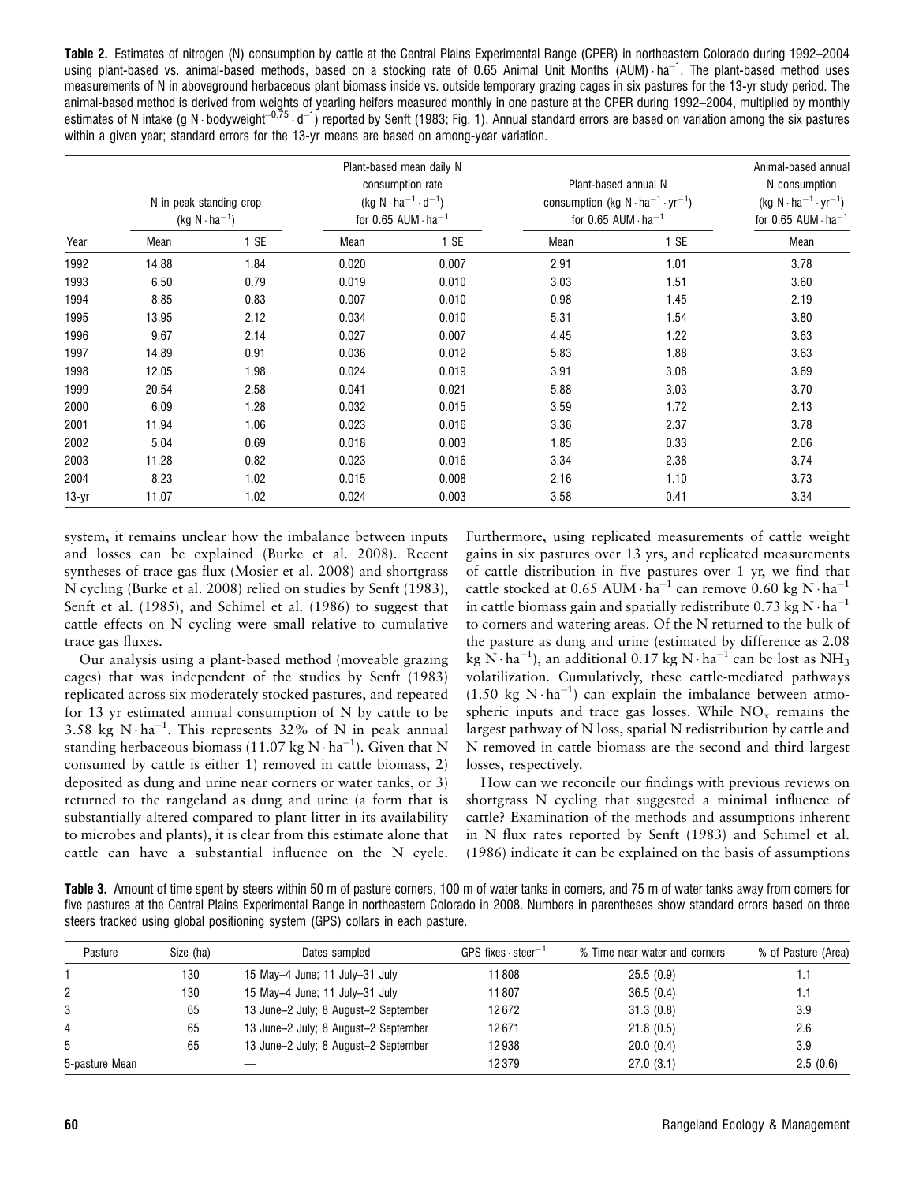**Table 2.** Estimates of nitrogen (N) consumption by cattle at the Central Plains Experimental Range (CPER) in northeastern Colorado during 1992–2004 using plant-based vs. animal-based methods, based on a stocking rate of 0.65 Animal Unit Months (AUM) $\cdot$ ha$^{-1}$. The plant-based method uses measurements of N in aboveground herbaceous plant biomass inside vs. outside temporary grazing cages in six pastures for the 13-yr study period. The animal-based method is derived from weights of yearling heifers measured monthly in one pasture at the CPER during 1992–2004, multiplied by monthly estimates of N intake (g N $\cdot$ bodyweight$^{-0.75}$ $\cdot$ d$^{-1}$) reported by Senft (1983; Fig. 1). Annual standard errors are based on variation among the six pastures within a given year; standard errors for the 13-yr means are based on among-year variation.

| Year | N in peak standing crop (kg N $\cdot$ ha$^{-1}$) | | Plant-based mean daily N consumption rate (kg N $\cdot$ ha$^{-1}$ $\cdot$ d$^{-1}$) for 0.65 AUM $\cdot$ ha$^{-1}$ | | Plant-based annual N consumption (kg N $\cdot$ ha$^{-1}$ $\cdot$ yr$^{-1}$) for 0.65 AUM $\cdot$ ha$^{-1}$ | | Animal-based annual N consumption (kg N $\cdot$ ha$^{-1}$ $\cdot$ yr$^{-1}$) for 0.65 AUM $\cdot$ ha$^{-1}$ |
|---|---|---|---|---|---|---|---|
| | Mean | 1 SE | Mean | 1 SE | Mean | 1 SE | Mean |
| 1992 | 14.88 | 1.84 | 0.020 | 0.007 | 2.91 | 1.01 | 3.78 |
| 1993 | 6.50 | 0.79 | 0.019 | 0.010 | 3.03 | 1.51 | 3.60 |
| 1994 | 8.85 | 0.83 | 0.007 | 0.010 | 0.98 | 1.45 | 2.19 |
| 1995 | 13.95 | 2.12 | 0.034 | 0.010 | 5.31 | 1.54 | 3.80 |
| 1996 | 9.67 | 2.14 | 0.027 | 0.007 | 4.45 | 1.22 | 3.63 |
| 1997 | 14.89 | 0.91 | 0.036 | 0.012 | 5.83 | 1.88 | 3.63 |
| 1998 | 12.05 | 1.98 | 0.024 | 0.019 | 3.91 | 3.08 | 3.69 |
| 1999 | 20.54 | 2.58 | 0.041 | 0.021 | 5.88 | 3.03 | 3.70 |
| 2000 | 6.09 | 1.28 | 0.032 | 0.015 | 3.59 | 1.72 | 2.13 |
| 2001 | 11.94 | 1.06 | 0.023 | 0.016 | 3.36 | 2.37 | 3.78 |
| 2002 | 5.04 | 0.69 | 0.018 | 0.003 | 1.85 | 0.33 | 2.06 |
| 2003 | 11.28 | 0.82 | 0.023 | 0.016 | 3.34 | 2.38 | 3.74 |
| 2004 | 8.23 | 1.02 | 0.015 | 0.008 | 2.16 | 1.10 | 3.73 |
| 13-yr | 11.07 | 1.02 | 0.024 | 0.003 | 3.58 | 0.41 | 3.34 |

system, it remains unclear how the imbalance between inputs and losses can be explained (Burke et al. 2008). Recent syntheses of trace gas flux (Mosier et al. 2008) and shortgrass N cycling (Burke et al. 2008) relied on studies by Senft (1983), Senft et al. (1985), and Schimel et al. (1986) to suggest that cattle effects on N cycling were small relative to cumulative trace gas fluxes.

Our analysis using a plant-based method (moveable grazing cages) that was independent of the studies by Senft (1983) replicated across six moderately stocked pastures, and repeated for 13 yr estimated annual consumption of N by cattle to be 3.58 kg N $\cdot$ ha$^{-1}$. This represents 32% of N in peak annual standing herbaceous biomass (11.07 kg N $\cdot$ ha$^{-1}$). Given that N consumed by cattle is either 1) removed in cattle biomass, 2) deposited as dung and urine near corners or water tanks, or 3) returned to the rangeland as dung and urine (a form that is substantially altered compared to plant litter in its availability to microbes and plants), it is clear from this estimate alone that cattle can have a substantial influence on the N cycle. Furthermore, using replicated measurements of cattle weight gains in six pastures over 13 yrs, and replicated measurements of cattle distribution in five pastures over 1 yr, we find that cattle stocked at 0.65 AUM $\cdot$ ha$^{-1}$ can remove 0.60 kg N $\cdot$ ha$^{-1}$ in cattle biomass gain and spatially redistribute 0.73 kg N $\cdot$ ha$^{-1}$ to corners and watering areas. Of the N returned to the bulk of the pasture as dung and urine (estimated by difference as 2.08 kg N $\cdot$ ha$^{-1}$), an additional 0.17 kg N $\cdot$ ha$^{-1}$ can be lost as $NH_3$ volatilization. Cumulatively, these cattle-mediated pathways (1.50 kg N $\cdot$ ha$^{-1}$) can explain the imbalance between atmospheric inputs and trace gas losses. While $NO_x$ remains the largest pathway of N loss, spatial N redistribution by cattle and N removed in cattle biomass are the second and third largest losses, respectively.

How can we reconcile our findings with previous reviews on shortgrass N cycling that suggested a minimal influence of cattle? Examination of the methods and assumptions inherent in N flux rates reported by Senft (1983) and Schimel et al. (1986) indicate it can be explained on the basis of assumptions

**Table 3.** Amount of time spent by steers within 50 m of pasture corners, 100 m of water tanks in corners, and 75 m of water tanks away from corners for five pastures at the Central Plains Experimental Range in northeastern Colorado in 2008. Numbers in parentheses show standard errors based on three steers tracked using global positioning system (GPS) collars in each pasture.

| Pasture | Size (ha) | Dates sampled | GPS fixes $\cdot$ steer$^{-1}$ | % Time near water and corners | % of Pasture (Area) |
|---|---|---|---|---|---|
| 1 | 130 | 15 May–4 June; 11 July–31 July | 11 808 | 25.5 (0.9) | 1.1 |
| 2 | 130 | 15 May–4 June; 11 July–31 July | 11 807 | 36.5 (0.4) | 1.1 |
| 3 | 65 | 13 June–2 July; 8 August–2 September | 12 672 | 31.3 (0.8) | 3.9 |
| 4 | 65 | 13 June–2 July; 8 August–2 September | 12 671 | 21.8 (0.5) | 2.6 |
| 5 | 65 | 13 June–2 July; 8 August–2 September | 12 938 | 20.0 (0.4) | 3.9 |
| 5-pasture Mean | | — | 12 379 | 27.0 (3.1) | 2.5 (0.6) |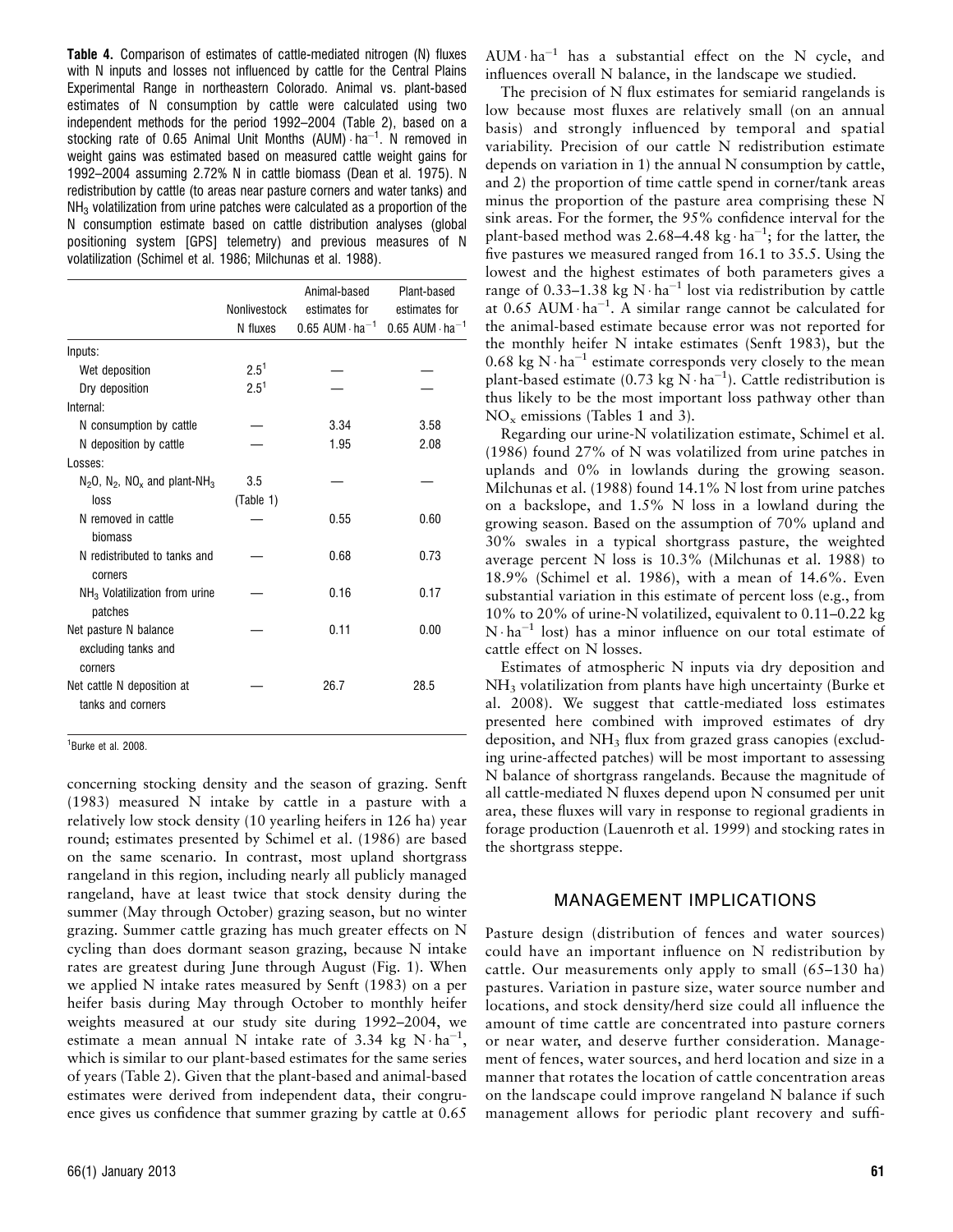**Table 4.** Comparison of estimates of cattle-mediated nitrogen (N) fluxes with N inputs and losses not influenced by cattle for the Central Plains Experimental Range in northeastern Colorado. Animal vs. plant-based estimates of N consumption by cattle were calculated using two independent methods for the period 1992–2004 (Table 2), based on a stocking rate of 0.65 Animal Unit Months (AUM) · $ha^{-1}$. N removed in weight gains was estimated based on measured cattle weight gains for 1992–2004 assuming 2.72% N in cattle biomass (Dean et al. 1975). N redistribution by cattle (to areas near pasture corners and water tanks) and $NH_3$ volatilization from urine patches were calculated as a proportion of the N consumption estimate based on cattle distribution analyses (global positioning system [GPS] telemetry) and previous measures of N volatilization (Schimel et al. 1986; Milchunas et al. 1988).

| | Nonlivestock N fluxes | Animal-based estimates for 0.65 AUM · $ha^{-1}$ | Plant-based estimates for 0.65 AUM · $ha^{-1}$ |
|---|---|---|---|
| Inputs: | | | |
| Wet deposition | 2.5[1] | — | — |
| Dry deposition | 2.5[1] | — | — |
| Internal: | | | |
| N consumption by cattle | — | 3.34 | 3.58 |
| N deposition by cattle | — | 1.95 | 2.08 |
| Losses: | | | |
| $N_2O$, $N_2$, $NO_x$ and plant-$NH_3$ loss | 3.5 (Table 1) | — | — |
| N removed in cattle biomass | — | 0.55 | 0.60 |
| N redistributed to tanks and corners | — | 0.68 | 0.73 |
| $NH_3$ Volatilization from urine patches | — | 0.16 | 0.17 |
| Net pasture N balance excluding tanks and corners | — | 0.11 | 0.00 |
| Net cattle N deposition at tanks and corners | — | 26.7 | 28.5 |

[1]Burke et al. 2008.

concerning stocking density and the season of grazing. Senft (1983) measured N intake by cattle in a pasture with a relatively low stock density (10 yearling heifers in 126 ha) year round; estimates presented by Schimel et al. (1986) are based on the same scenario. In contrast, most upland shortgrass rangeland in this region, including nearly all publicly managed rangeland, have at least twice that stock density during the summer (May through October) grazing season, but no winter grazing. Summer cattle grazing has much greater effects on N cycling than does dormant season grazing, because N intake rates are greatest during June through August (Fig. 1). When we applied N intake rates measured by Senft (1983) on a per heifer basis during May through October to monthly heifer weights measured at our study site during 1992–2004, we estimate a mean annual N intake rate of 3.34 kg N · $ha^{-1}$, which is similar to our plant-based estimates for the same series of years (Table 2). Given that the plant-based and animal-based estimates were derived from independent data, their congruence gives us confidence that summer grazing by cattle at 0.65 AUM · $ha^{-1}$ has a substantial effect on the N cycle, and influences overall N balance, in the landscape we studied.

The precision of N flux estimates for semiarid rangelands is low because most fluxes are relatively small (on an annual basis) and strongly influenced by temporal and spatial variability. Precision of our cattle N redistribution estimate depends on variation in 1) the annual N consumption by cattle, and 2) the proportion of time cattle spend in corner/tank areas minus the proportion of the pasture area comprising these N sink areas. For the former, the 95% confidence interval for the plant-based method was 2.68–4.48 kg · $ha^{-1}$; for the latter, the five pastures we measured ranged from 16.1 to 35.5. Using the lowest and the highest estimates of both parameters gives a range of 0.33–1.38 kg N · $ha^{-1}$ lost via redistribution by cattle at 0.65 AUM · $ha^{-1}$. A similar range cannot be calculated for the animal-based estimate because error was not reported for the monthly heifer N intake estimates (Senft 1983), but the 0.68 kg N · $ha^{-1}$ estimate corresponds very closely to the mean plant-based estimate (0.73 kg N · $ha^{-1}$). Cattle redistribution is thus likely to be the most important loss pathway other than $NO_x$ emissions (Tables 1 and 3).

Regarding our urine-N volatilization estimate, Schimel et al. (1986) found 27% of N was volatilized from urine patches in uplands and 0% in lowlands during the growing season. Milchunas et al. (1988) found 14.1% N lost from urine patches on a backslope, and 1.5% N loss in a lowland during the growing season. Based on the assumption of 70% upland and 30% swales in a typical shortgrass pasture, the weighted average percent N loss is 10.3% (Milchunas et al. 1988) to 18.9% (Schimel et al. 1986), with a mean of 14.6%. Even substantial variation in this estimate of percent loss (e.g., from 10% to 20% of urine-N volatilized, equivalent to 0.11–0.22 kg N · $ha^{-1}$ lost) has a minor influence on our total estimate of cattle effect on N losses.

Estimates of atmospheric N inputs via dry deposition and $NH_3$ volatilization from plants have high uncertainty (Burke et al. 2008). We suggest that cattle-mediated loss estimates presented here combined with improved estimates of dry deposition, and $NH_3$ flux from grazed grass canopies (excluding urine-affected patches) will be most important to assessing N balance of shortgrass rangelands. Because the magnitude of all cattle-mediated N fluxes depend upon N consumed per unit area, these fluxes will vary in response to regional gradients in forage production (Lauenroth et al. 1999) and stocking rates in the shortgrass steppe.

## MANAGEMENT IMPLICATIONS

Pasture design (distribution of fences and water sources) could have an important influence on N redistribution by cattle. Our measurements only apply to small (65–130 ha) pastures. Variation in pasture size, water source number and locations, and stock density/herd size could all influence the amount of time cattle are concentrated into pasture corners or near water, and deserve further consideration. Management of fences, water sources, and herd location and size in a manner that rotates the location of cattle concentration areas on the landscape could improve rangeland N balance if such management allows for periodic plant recovery and suffi-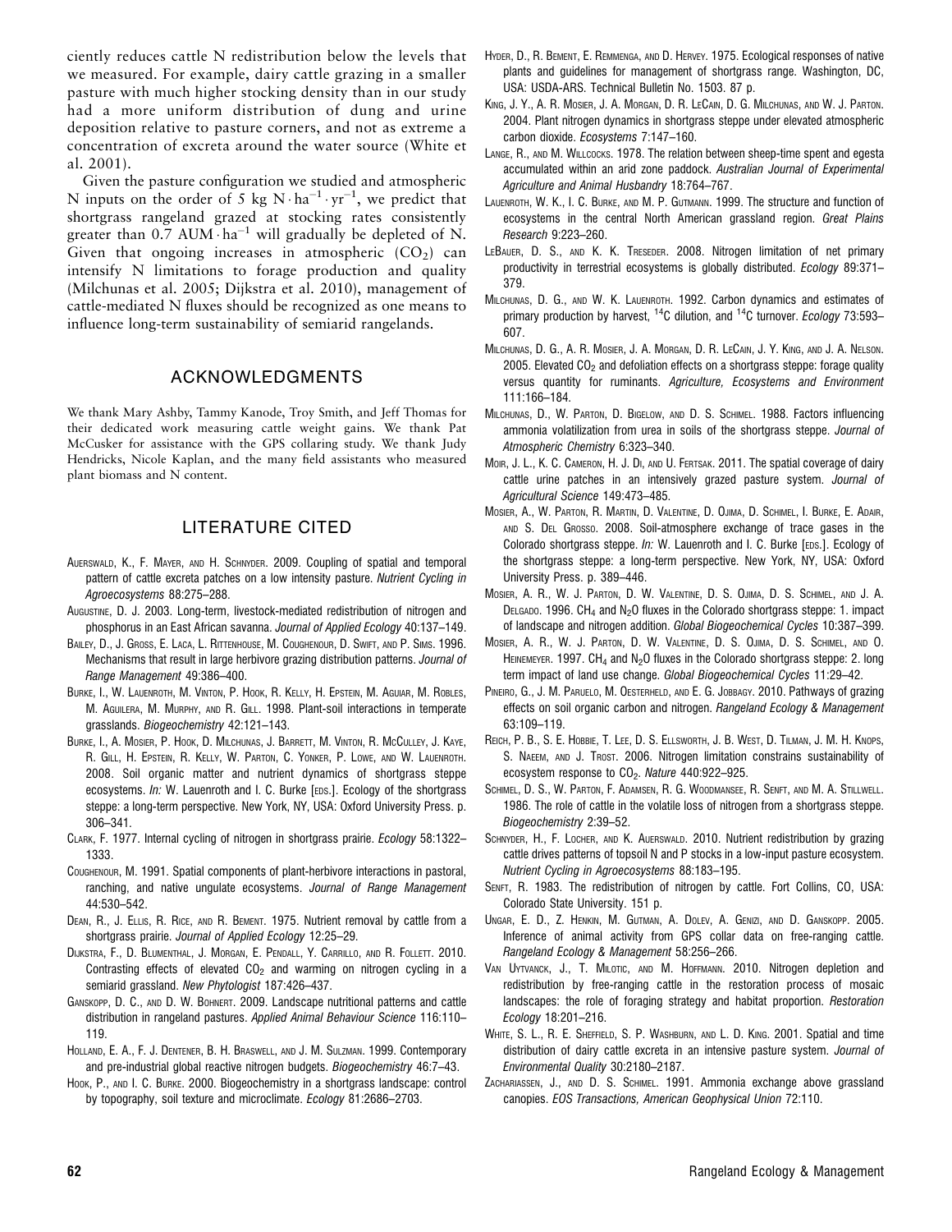ciently reduces cattle N redistribution below the levels that we measured. For example, dairy cattle grazing in a smaller pasture with much higher stocking density than in our study had a more uniform distribution of dung and urine deposition relative to pasture corners, and not as extreme a concentration of excreta around the water source (White et al. 2001).

Given the pasture configuration we studied and atmospheric N inputs on the order of 5 kg $N \cdot ha^{-1} \cdot yr^{-1}$, we predict that shortgrass rangeland grazed at stocking rates consistently greater than 0.7 $AUM \cdot ha^{-1}$ will gradually be depleted of N. Given that ongoing increases in atmospheric ($CO_2$) can intensify N limitations to forage production and quality (Milchunas et al. 2005; Dijkstra et al. 2010), management of cattle-mediated N fluxes should be recognized as one means to influence long-term sustainability of semiarid rangelands.

## ACKNOWLEDGMENTS

We thank Mary Ashby, Tammy Kanode, Troy Smith, and Jeff Thomas for their dedicated work measuring cattle weight gains. We thank Pat McCusker for assistance with the GPS collaring study. We thank Judy Hendricks, Nicole Kaplan, and the many field assistants who measured plant biomass and N content.

## LITERATURE CITED

Auerswald, K., F. Mayer, and H. Schnyder. 2009. Coupling of spatial and temporal pattern of cattle excreta patches on a low intensity pasture. *Nutrient Cycling in Agroecosystems* 88:275–288.

Augustine, D. J. 2003. Long-term, livestock-mediated redistribution of nitrogen and phosphorus in an East African savanna. *Journal of Applied Ecology* 40:137–149.

Bailey, D., J. Gross, E. Laca, L. Rittenhouse, M. Coughenour, D. Swift, and P. Sims. 1996. Mechanisms that result in large herbivore grazing distribution patterns. *Journal of Range Management* 49:386–400.

Burke, I., W. Lauenroth, M. Vinton, P. Hook, R. Kelly, H. Epstein, M. Aguiar, M. Robles, M. Aguilera, M. Murphy, and R. Gill. 1998. Plant-soil interactions in temperate grasslands. *Biogeochemistry* 42:121–143.

Burke, I., A. Mosier, P. Hook, D. Milchunas, J. Barrett, M. Vinton, R. McCulley, J. Kaye, R. Gill, H. Epstein, R. Kelly, W. Parton, C. Yonker, P. Lowe, and W. Lauenroth. 2008. Soil organic matter and nutrient dynamics of shortgrass steppe ecosystems. *In:* W. Lauenroth and I. C. Burke [eds.]. Ecology of the shortgrass steppe: a long-term perspective. New York, NY, USA: Oxford University Press. p. 306–341.

Clark, F. 1977. Internal cycling of nitrogen in shortgrass prairie. *Ecology* 58:1322–1333.

Coughenour, M. 1991. Spatial components of plant-herbivore interactions in pastoral, ranching, and native ungulate ecosystems. *Journal of Range Management* 44:530–542.

Dean, R., J. Ellis, R. Rice, and R. Bement. 1975. Nutrient removal by cattle from a shortgrass prairie. *Journal of Applied Ecology* 12:25–29.

Dijkstra, F., D. Blumenthal, J. Morgan, E. Pendall, Y. Carrillo, and R. Follett. 2010. Contrasting effects of elevated $CO_2$ and warming on nitrogen cycling in a semiarid grassland. *New Phytologist* 187:426–437.

Ganskopp, D. C., and D. W. Bohnert. 2009. Landscape nutritional patterns and cattle distribution in rangeland pastures. *Applied Animal Behaviour Science* 116:110–119.

Holland, E. A., F. J. Dentener, B. H. Braswell, and J. M. Sulzman. 1999. Contemporary and pre-industrial global reactive nitrogen budgets. *Biogeochemistry* 46:7–43.

Hook, P., and I. C. Burke. 2000. Biogeochemistry in a shortgrass landscape: control by topography, soil texture and microclimate. *Ecology* 81:2686–2703.

Hyder, D., R. Bement, E. Remmenga, and D. Hervey. 1975. Ecological responses of native plants and guidelines for management of shortgrass range. Washington, DC, USA: USDA-ARS. Technical Bulletin No. 1503. 87 p.

King, J. Y., A. R. Mosier, J. A. Morgan, D. R. LeCain, D. G. Milchunas, and W. J. Parton. 2004. Plant nitrogen dynamics in shortgrass steppe under elevated atmospheric carbon dioxide. *Ecosystems* 7:147–160.

Lange, R., and M. Willcocks. 1978. The relation between sheep-time spent and egesta accumulated within an arid zone paddock. *Australian Journal of Experimental Agriculture and Animal Husbandry* 18:764–767.

Lauenroth, W. K., I. C. Burke, and M. P. Gutmann. 1999. The structure and function of ecosystems in the central North American grassland region. *Great Plains Research* 9:223–260.

LeBauer, D. S., and K. K. Treseder. 2008. Nitrogen limitation of net primary productivity in terrestrial ecosystems is globally distributed. *Ecology* 89:371–379.

Milchunas, D. G., and W. K. Lauenroth. 1992. Carbon dynamics and estimates of primary production by harvest, $^{14}C$ dilution, and $^{14}C$ turnover. *Ecology* 73:593–607.

Milchunas, D. G., A. R. Mosier, J. A. Morgan, D. R. LeCain, J. Y. King, and J. A. Nelson. 2005. Elevated $CO_2$ and defoliation effects on a shortgrass steppe: forage quality versus quantity for ruminants. *Agriculture, Ecosystems and Environment* 111:166–184.

Milchunas, D., W. Parton, D. Bigelow, and D. S. Schimel. 1988. Factors influencing ammonia volatilization from urea in soils of the shortgrass steppe. *Journal of Atmospheric Chemistry* 6:323–340.

Moir, J. L., K. C. Cameron, H. J. Di, and U. Fertsak. 2011. The spatial coverage of dairy cattle urine patches in an intensively grazed pasture system. *Journal of Agricultural Science* 149:473–485.

Mosier, A., W. Parton, R. Martin, D. Valentine, D. Ojima, D. Schimel, I. Burke, E. Adair, and S. Del Grosso. 2008. Soil-atmosphere exchange of trace gases in the Colorado shortgrass steppe. *In:* W. Lauenroth and I. C. Burke [eds.]. Ecology of the shortgrass steppe: a long-term perspective. New York, NY, USA: Oxford University Press. p. 389–446.

Mosier, A. R., W. J. Parton, D. W. Valentine, D. S. Ojima, D. S. Schimel, and J. A. Delgado. 1996. $CH_4$ and $N_2O$ fluxes in the Colorado shortgrass steppe: 1. impact of landscape and nitrogen addition. *Global Biogeochemical Cycles* 10:387–399.

Mosier, A. R., W. J. Parton, D. W. Valentine, D. S. Ojima, D. S. Schimel, and O. Heinemeyer. 1997. $CH_4$ and $N_2O$ fluxes in the Colorado shortgrass steppe: 2. long term impact of land use change. *Global Biogeochemical Cycles* 11:29–42.

Pineiro, G., J. M. Paruelo, M. Oesterheld, and E. G. Jobbagy. 2010. Pathways of grazing effects on soil organic carbon and nitrogen. *Rangeland Ecology & Management* 63:109–119.

Reich, P. B., S. E. Hobbie, T. Lee, D. S. Ellsworth, J. B. West, D. Tilman, J. M. H. Knops, S. Naeem, and J. Trost. 2006. Nitrogen limitation constrains sustainability of ecosystem response to $CO_2$. *Nature* 440:922–925.

Schimel, D. S., W. Parton, F. Adamsen, R. G. Woodmansee, R. Senft, and M. A. Stillwell. 1986. The role of cattle in the volatile loss of nitrogen from a shortgrass steppe. *Biogeochemistry* 2:39–52.

Schnyder, H., F. Locher, and K. Auerswald. 2010. Nutrient redistribution by grazing cattle drives patterns of topsoil N and P stocks in a low-input pasture ecosystem. *Nutrient Cycling in Agroecosystems* 88:183–195.

Senft, R. 1983. The redistribution of nitrogen by cattle. Fort Collins, CO, USA: Colorado State University. 151 p.

Ungar, E. D., Z. Henkin, M. Gutman, A. Dolev, A. Genizi, and D. Ganskopp. 2005. Inference of animal activity from GPS collar data on free-ranging cattle. *Rangeland Ecology & Management* 58:256–266.

Van Uytvanck, J., T. Milotic, and M. Hoffmann. 2010. Nitrogen depletion and redistribution by free-ranging cattle in the restoration process of mosaic landscapes: the role of foraging strategy and habitat proportion. *Restoration Ecology* 18:201–216.

White, S. L., R. E. Sheffield, S. P. Washburn, and L. D. King. 2001. Spatial and time distribution of dairy cattle excreta in an intensive pasture system. *Journal of Environmental Quality* 30:2180–2187.

Zachariassen, J., and D. S. Schimel. 1991. Ammonia exchange above grassland canopies. *EOS Transactions, American Geophysical Union* 72:110.